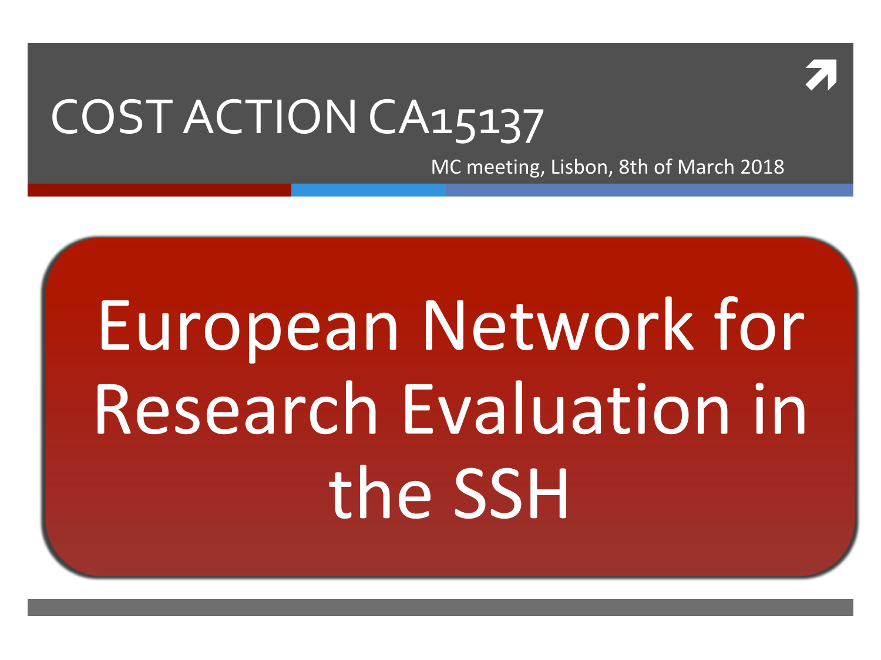# COST ACTION CA15137

MC meeting, Lisbon, 8th of March 2018

## European Network for Research Evaluation in the SSH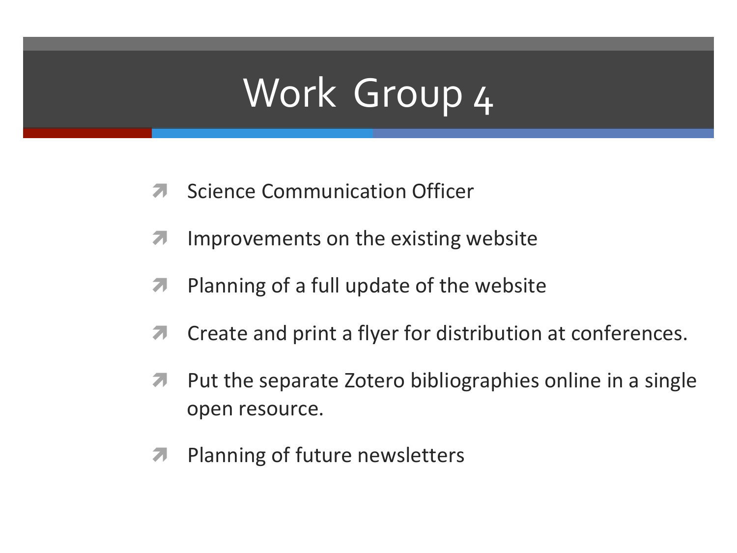# Work Group 4

- Science Communication Officer
- Improvements on the existing website
- Planning of a full update of the website
- Create and print a flyer for distribution at conferences.
- Put the separate Zotero bibliographies online in a single open resource.
- Planning of future newsletters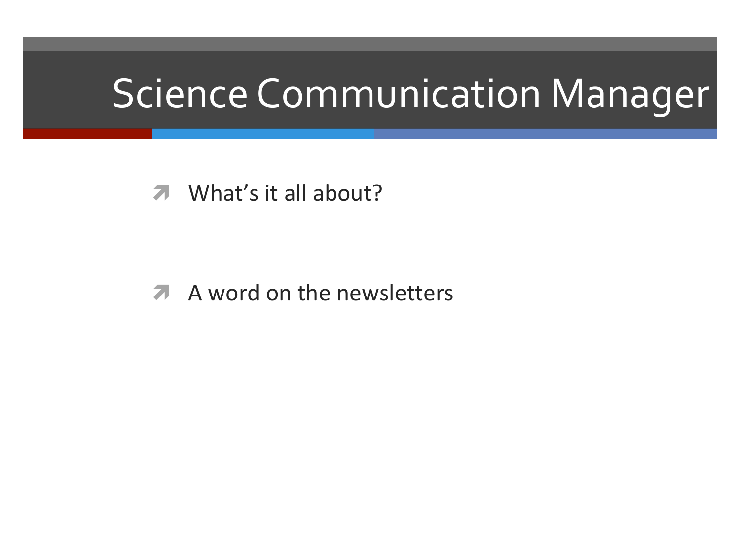# Science Communication Manager

- What's it all about?
- A word on the newsletters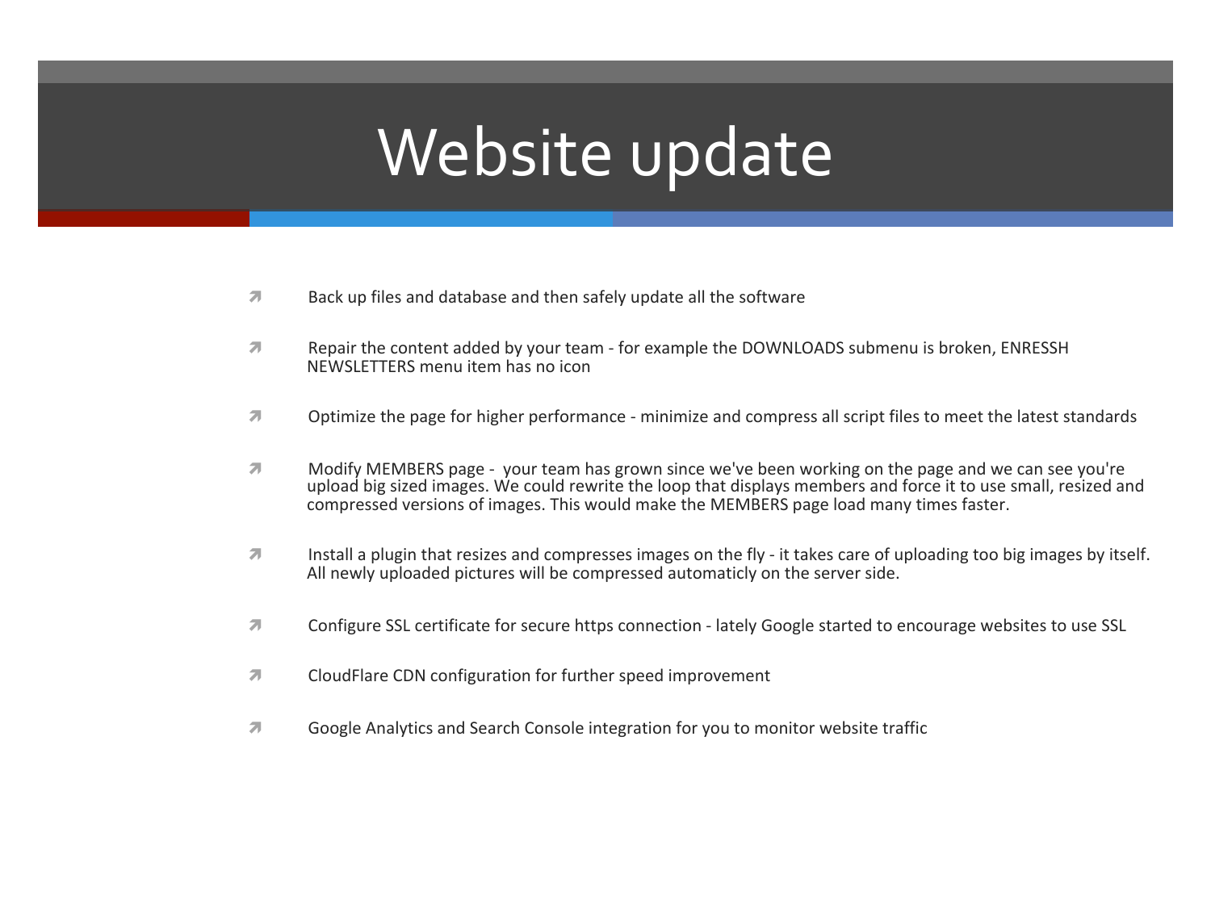# Website update

- Back up files and database and then safely update all the software
- Repair the content added by your team - for example the DOWNLOADS submenu is broken, ENRESSH NEWSLETTERS menu item has no icon
- Optimize the page for higher performance - minimize and compress all script files to meet the latest standards
- Modify MEMBERS page - your team has grown since we've been working on the page and we can see you're upload big sized images. We could rewrite the loop that displays members and force it to use small, resized and compressed versions of images. This would make the MEMBERS page load many times faster.
- Install a plugin that resizes and compresses images on the fly - it takes care of uploading too big images by itself. All newly uploaded pictures will be compressed automaticly on the server side.
- Configure SSL certificate for secure https connection - lately Google started to encourage websites to use SSL
- CloudFlare CDN configuration for further speed improvement
- Google Analytics and Search Console integration for you to monitor website traffic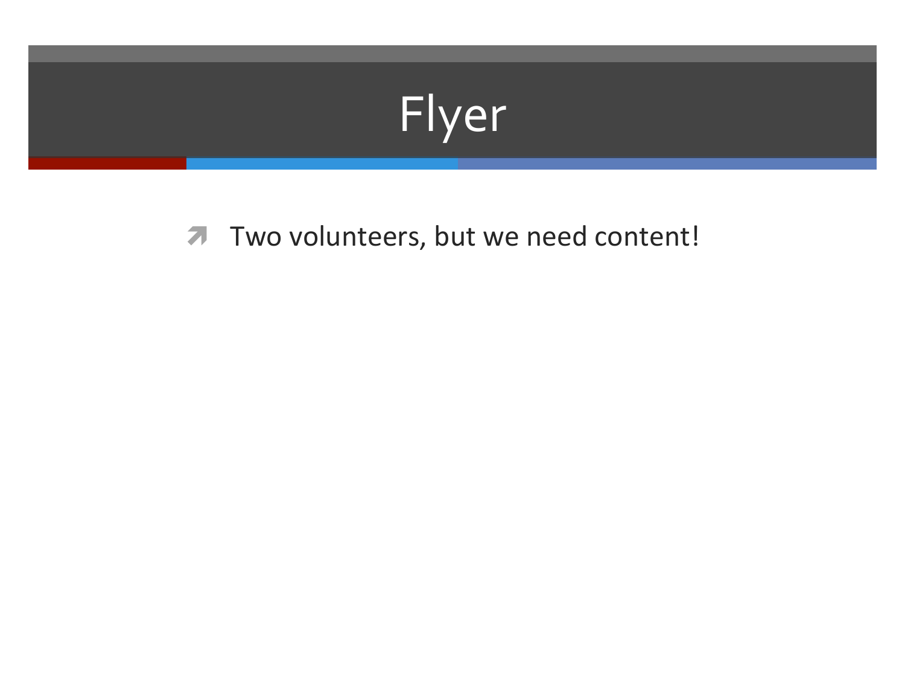# Flyer

- Two volunteers, but we need content!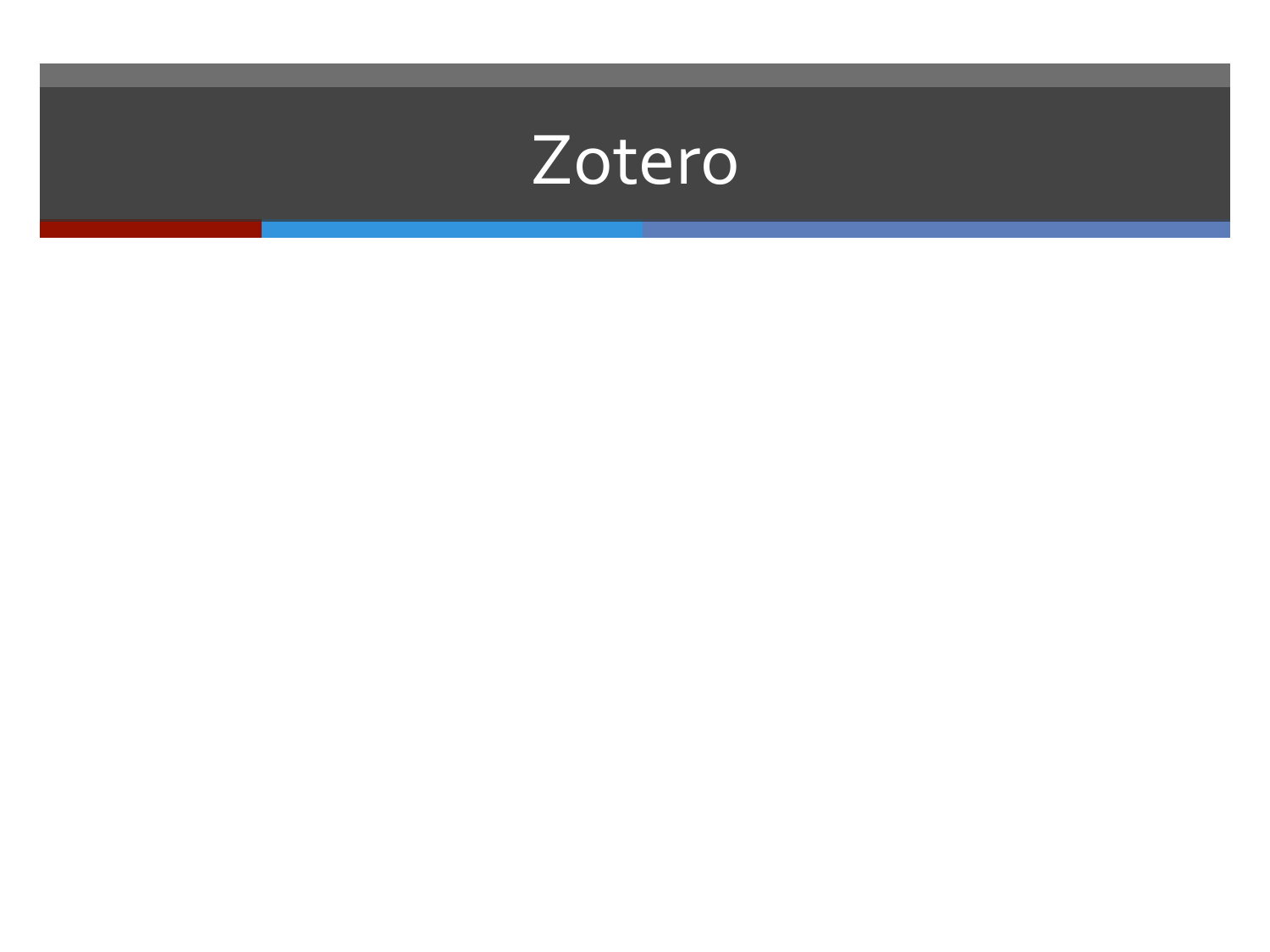# Zotero